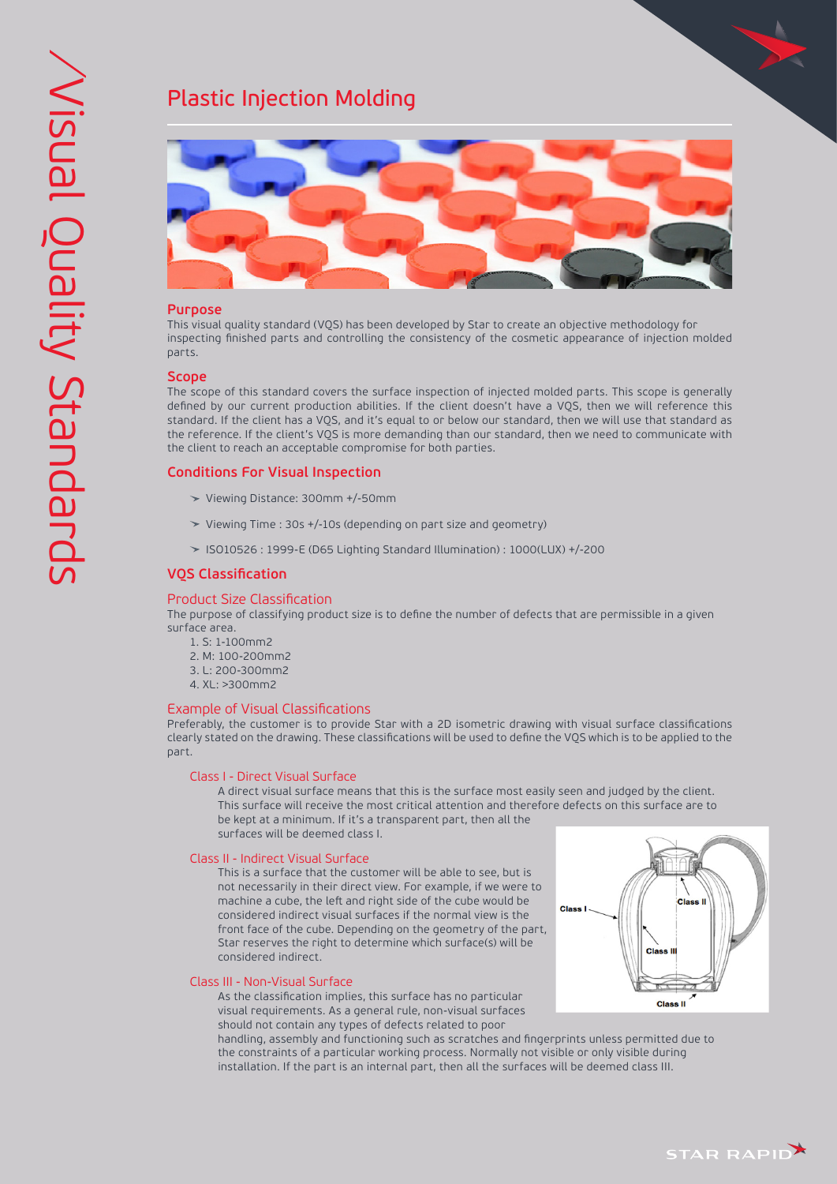# Visual Quality Standards

## Plastic Injection Molding

### Purpose

This visual quality standard (VQS) has been developed by Star to create an objective methodology for inspecting finished parts and controlling the consistency of the cosmetic appearance of injection molded parts.

### Scope

The scope of this standard covers the surface inspection of injected molded parts. This scope is generally defined by our current production abilities. If the client doesn't have a VQS, then we will reference this standard. If the client has a VQS, and it's equal to or below our standard, then we will use that standard as the reference. If the client's VQS is more demanding than our standard, then we need to communicate with the client to reach an acceptable compromise for both parties.

### Conditions For Visual Inspection

- Viewing Distance: 300mm +/-50mm
- Viewing Time : 30s +/-10s (depending on part size and geometry)
- ISO10526 : 1999-E (D65 Lighting Standard Illumination) : 1000(LUX) +/-200

### VQS Classification

#### Product Size Classification

The purpose of classifying product size is to define the number of defects that are permissible in a given surface area.

1. S: 1-100mm2
2. M: 100-200mm2
3. L: 200-300mm2
4. XL: >300mm2

#### Example of Visual Classifications

Preferably, the customer is to provide Star with a 2D isometric drawing with visual surface classifications clearly stated on the drawing. These classifications will be used to define the VQS which is to be applied to the part.

##### Class I - Direct Visual Surface

A direct visual surface means that this is the surface most easily seen and judged by the client. This surface will receive the most critical attention and therefore defects on this surface are to be kept at a minimum. If it's a transparent part, then all the surfaces will be deemed class I.

##### Class II - Indirect Visual Surface

This is a surface that the customer will be able to see, but is not necessarily in their direct view. For example, if we were to machine a cube, the left and right side of the cube would be considered indirect visual surfaces if the normal view is the front face of the cube. Depending on the geometry of the part, Star reserves the right to determine which surface(s) will be considered indirect.

##### Class III - Non-Visual Surface

As the classification implies, this surface has no particular visual requirements. As a general rule, non-visual surfaces should not contain any types of defects related to poor handling, assembly and functioning such as scratches and fingerprints unless permitted due to the constraints of a particular working process. Normally not visible or only visible during installation. If the part is an internal part, then all the surfaces will be deemed class III.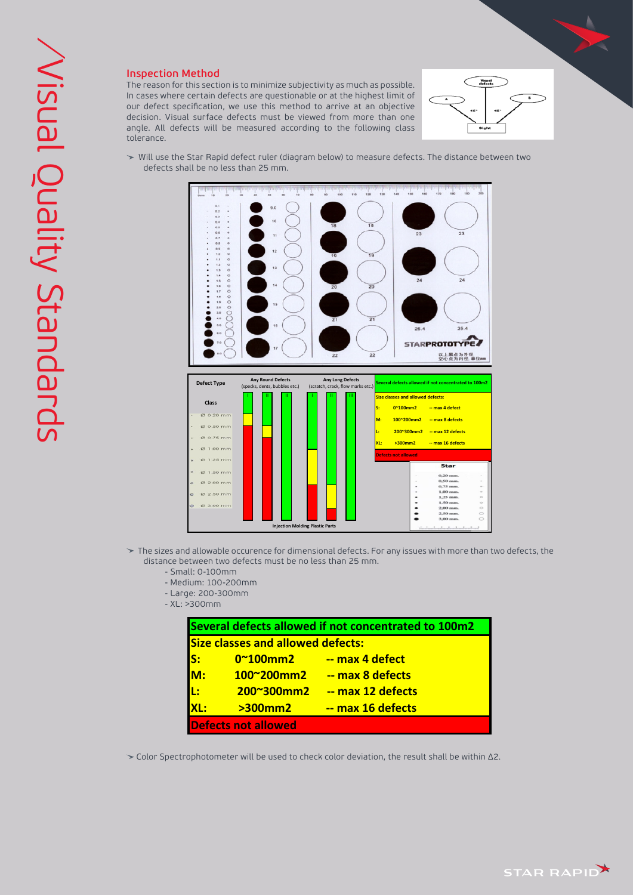# Visual Quality Standards

## Inspection Method

The reason for this section is to minimize subjectivity as much as possible. In cases where certain defects are questionable or at the highest limit of our defect specification, we use this method to arrive at an objective decision. Visual surface defects must be viewed from more than one angle. All defects will be measured according to the following class tolerance.

Visual defects

A

B

45°

45°

Sight

- Will use the Star Rapid defect ruler (diagram below) to measure defects. The distance between two defects shall be no less than 25 mm.

STARPROTOTYPE

以上黑点为外径
空心点为内径 单位mm

Defect Type

Any Round Defects (specks, dents, bubbles etc.)

Any Long Defects (scratch, crack, flow marks etc.)

Class

I II III

Ø 0.20 mm
Ø 0.50 mm
Ø 0.75 mm
Ø 1.00 mm
Ø 1.25 mm
Ø 1.50 mm
Ø 2.00 mm
Ø 2.50 mm
Ø 3.00 mm

Injection Molding Plastic Parts

Star

0.20 mm.
0.50 mm.
0.75 mm.
1.00 mm.
1.25 mm.
1.50 mm.
2.00 mm.
2.50 mm.
3.00 mm.

- The sizes and allowable occurence for dimensional defects. For any issues with more than two defects, the distance between two defects must be no less than 25 mm.
  - Small: 0-100mm
  - Medium: 100-200mm
  - Large: 200-300mm
  - XL: >300mm

| Several defects allowed if not concentrated to 100m2 | | |
|---|---|---|
| **Size classes and allowed defects:** | | |
| S: | 0~100mm2 | -- max 4 defect |
| M: | 100~200mm2 | -- max 8 defects |
| L: | 200~300mm2 | -- max 12 defects |
| XL: | >300mm2 | -- max 16 defects |
| **Defects not allowed** | | |

- Color Spectrophotometer will be used to check color deviation, the result shall be within Δ2.